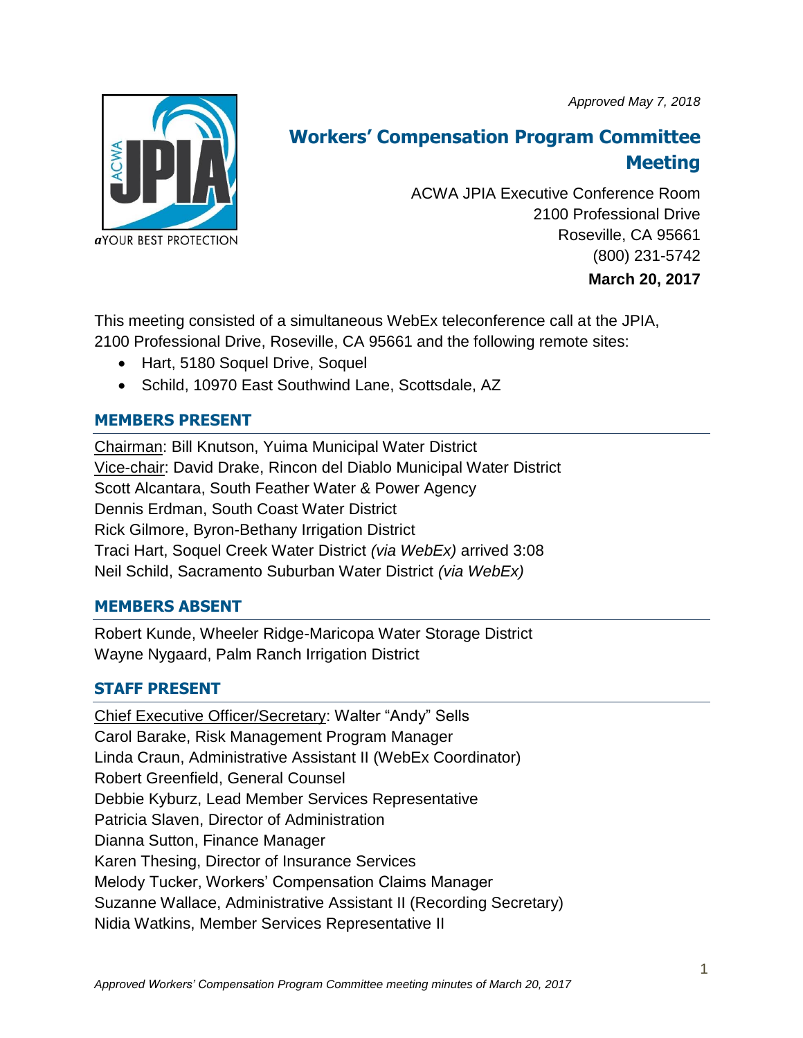*Approved May 7, 2018*

# Workers' Compensation Program Committee Meeting

ACWA JPIA Executive Conference Room
2100 Professional Drive
Roseville, CA 95661
(800) 231-5742
**March 20, 2017**

This meeting consisted of a simultaneous WebEx teleconference call at the JPIA, 2100 Professional Drive, Roseville, CA 95661 and the following remote sites:

- Hart, 5180 Soquel Drive, Soquel
- Schild, 10970 East Southwind Lane, Scottsdale, AZ

## MEMBERS PRESENT

Chairman: Bill Knutson, Yuima Municipal Water District
Vice-chair: David Drake, Rincon del Diablo Municipal Water District
Scott Alcantara, South Feather Water & Power Agency
Dennis Erdman, South Coast Water District
Rick Gilmore, Byron-Bethany Irrigation District
Traci Hart, Soquel Creek Water District *(via WebEx)* arrived 3:08
Neil Schild, Sacramento Suburban Water District *(via WebEx)*

## MEMBERS ABSENT

Robert Kunde, Wheeler Ridge-Maricopa Water Storage District
Wayne Nygaard, Palm Ranch Irrigation District

## STAFF PRESENT

Chief Executive Officer/Secretary: Walter "Andy" Sells
Carol Barake, Risk Management Program Manager
Linda Craun, Administrative Assistant II (WebEx Coordinator)
Robert Greenfield, General Counsel
Debbie Kyburz, Lead Member Services Representative
Patricia Slaven, Director of Administration
Dianna Sutton, Finance Manager
Karen Thesing, Director of Insurance Services
Melody Tucker, Workers' Compensation Claims Manager
Suzanne Wallace, Administrative Assistant II (Recording Secretary)
Nidia Watkins, Member Services Representative II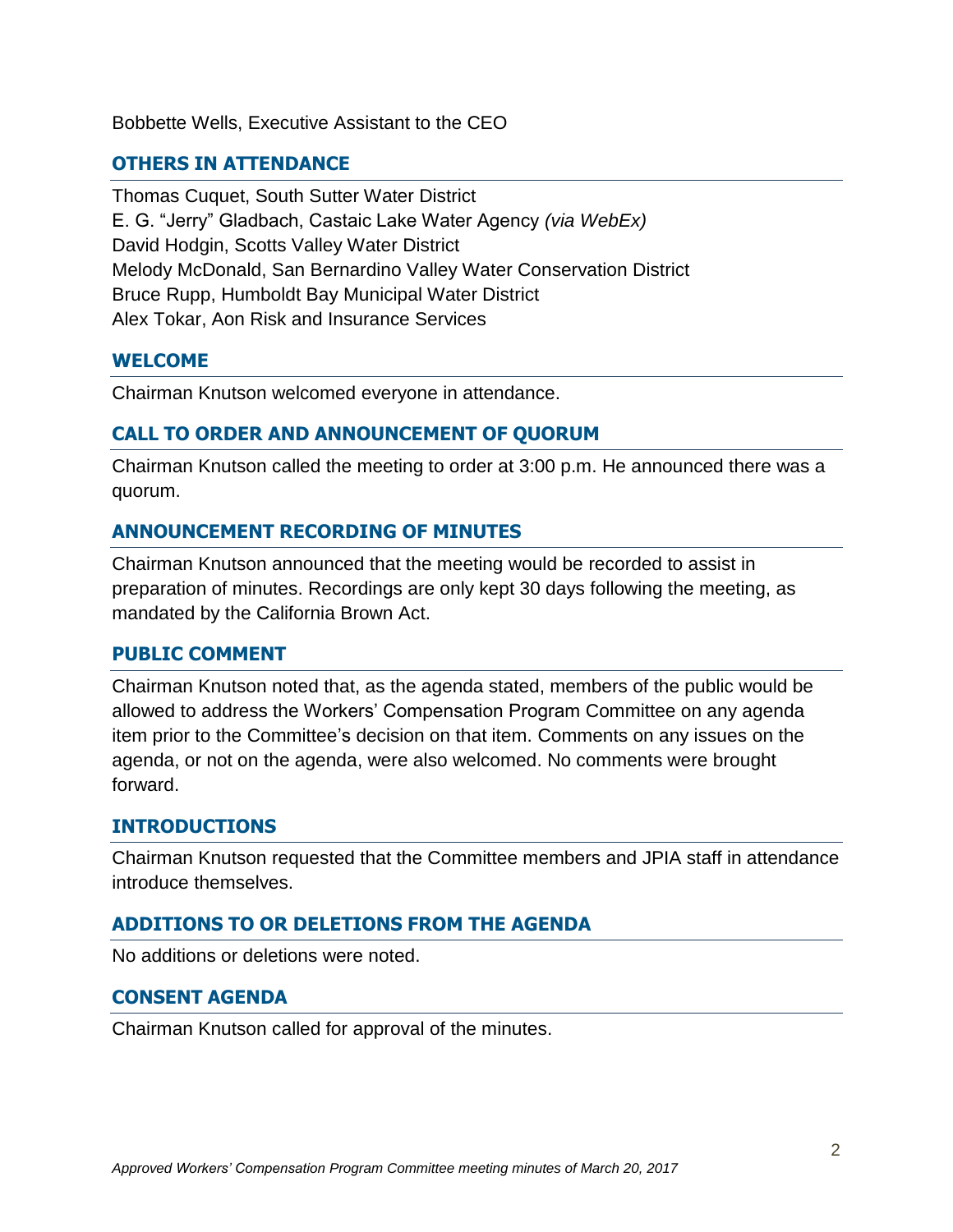Bobbette Wells, Executive Assistant to the CEO

## OTHERS IN ATTENDANCE

Thomas Cuquet, South Sutter Water District
E. G. “Jerry” Gladbach, Castaic Lake Water Agency *(via WebEx)*
David Hodgin, Scotts Valley Water District
Melody McDonald, San Bernardino Valley Water Conservation District
Bruce Rupp, Humboldt Bay Municipal Water District
Alex Tokar, Aon Risk and Insurance Services

## WELCOME

Chairman Knutson welcomed everyone in attendance.

## CALL TO ORDER AND ANNOUNCEMENT OF QUORUM

Chairman Knutson called the meeting to order at 3:00 p.m. He announced there was a quorum.

## ANNOUNCEMENT RECORDING OF MINUTES

Chairman Knutson announced that the meeting would be recorded to assist in preparation of minutes. Recordings are only kept 30 days following the meeting, as mandated by the California Brown Act.

## PUBLIC COMMENT

Chairman Knutson noted that, as the agenda stated, members of the public would be allowed to address the Workers’ Compensation Program Committee on any agenda item prior to the Committee’s decision on that item. Comments on any issues on the agenda, or not on the agenda, were also welcomed. No comments were brought forward.

## INTRODUCTIONS

Chairman Knutson requested that the Committee members and JPIA staff in attendance introduce themselves.

## ADDITIONS TO OR DELETIONS FROM THE AGENDA

No additions or deletions were noted.

## CONSENT AGENDA

Chairman Knutson called for approval of the minutes.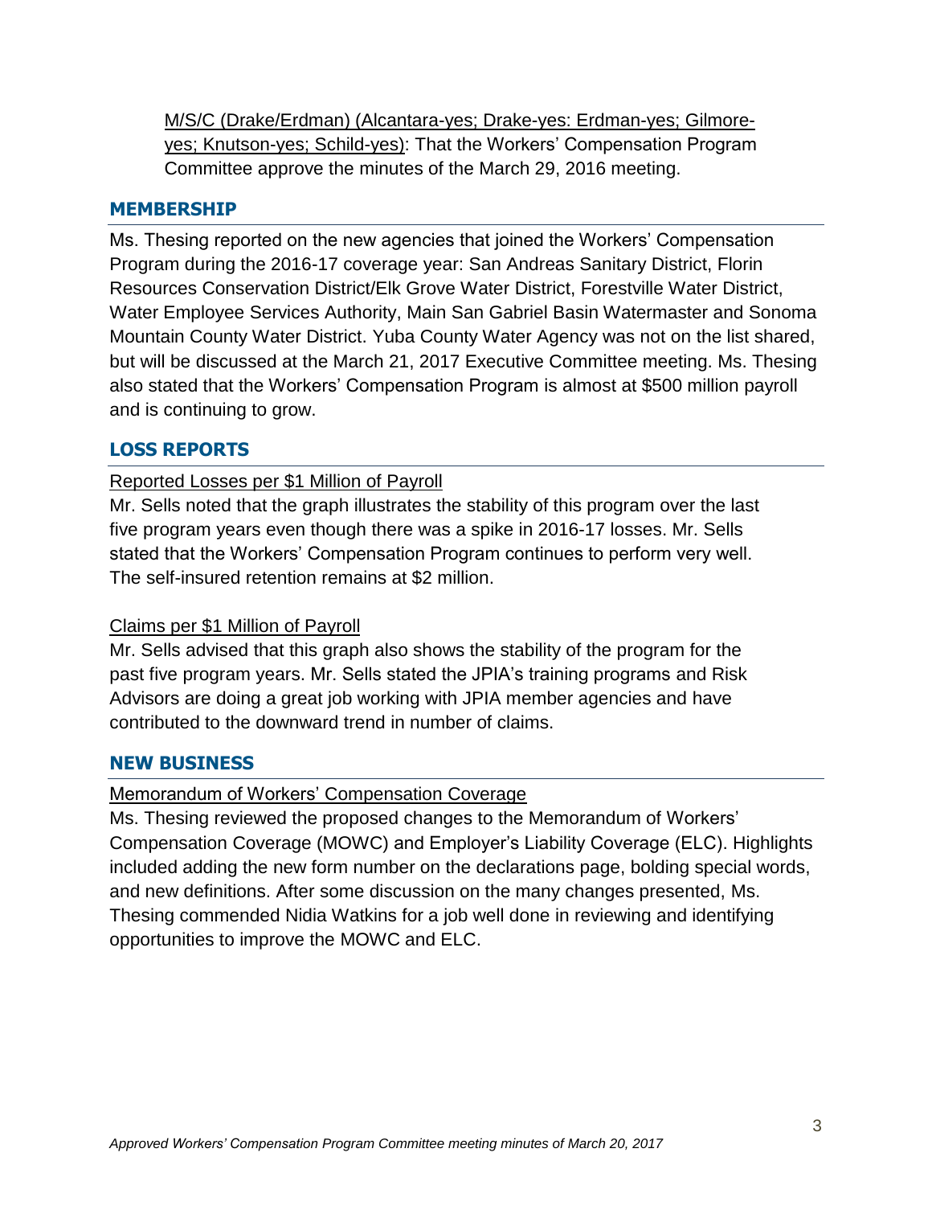M/S/C (Drake/Erdman) (Alcantara-yes; Drake-yes: Erdman-yes; Gilmore-yes; Knutson-yes; Schild-yes): That the Workers' Compensation Program Committee approve the minutes of the March 29, 2016 meeting.

## MEMBERSHIP

Ms. Thesing reported on the new agencies that joined the Workers' Compensation Program during the 2016-17 coverage year: San Andreas Sanitary District, Florin Resources Conservation District/Elk Grove Water District, Forestville Water District, Water Employee Services Authority, Main San Gabriel Basin Watermaster and Sonoma Mountain County Water District. Yuba County Water Agency was not on the list shared, but will be discussed at the March 21, 2017 Executive Committee meeting. Ms. Thesing also stated that the Workers' Compensation Program is almost at $500 million payroll and is continuing to grow.

## LOSS REPORTS

Reported Losses per $1 Million of Payroll

Mr. Sells noted that the graph illustrates the stability of this program over the last five program years even though there was a spike in 2016-17 losses. Mr. Sells stated that the Workers' Compensation Program continues to perform very well. The self-insured retention remains at $2 million.

Claims per $1 Million of Payroll

Mr. Sells advised that this graph also shows the stability of the program for the past five program years. Mr. Sells stated the JPIA's training programs and Risk Advisors are doing a great job working with JPIA member agencies and have contributed to the downward trend in number of claims.

## NEW BUSINESS

Memorandum of Workers' Compensation Coverage

Ms. Thesing reviewed the proposed changes to the Memorandum of Workers' Compensation Coverage (MOWC) and Employer's Liability Coverage (ELC). Highlights included adding the new form number on the declarations page, bolding special words, and new definitions. After some discussion on the many changes presented, Ms. Thesing commended Nidia Watkins for a job well done in reviewing and identifying opportunities to improve the MOWC and ELC.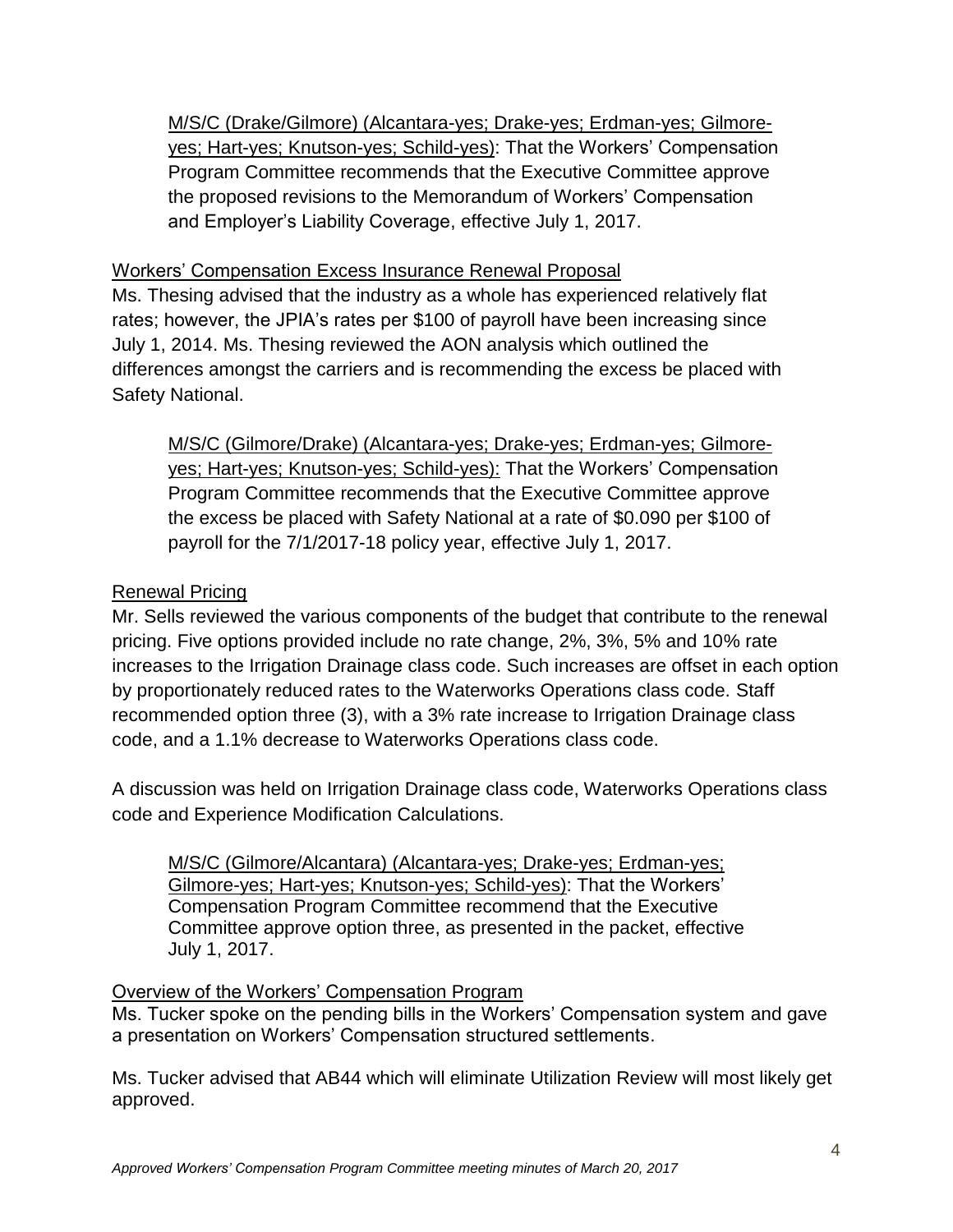M/S/C (Drake/Gilmore) (Alcantara-yes; Drake-yes; Erdman-yes; Gilmore-yes; Hart-yes; Knutson-yes; Schild-yes): That the Workers' Compensation Program Committee recommends that the Executive Committee approve the proposed revisions to the Memorandum of Workers' Compensation and Employer's Liability Coverage, effective July 1, 2017.

Workers' Compensation Excess Insurance Renewal Proposal

Ms. Thesing advised that the industry as a whole has experienced relatively flat rates; however, the JPIA's rates per $100 of payroll have been increasing since July 1, 2014. Ms. Thesing reviewed the AON analysis which outlined the differences amongst the carriers and is recommending the excess be placed with Safety National.

M/S/C (Gilmore/Drake) (Alcantara-yes; Drake-yes; Erdman-yes; Gilmore-yes; Hart-yes; Knutson-yes; Schild-yes): That the Workers' Compensation Program Committee recommends that the Executive Committee approve the excess be placed with Safety National at a rate of $0.090 per $100 of payroll for the 7/1/2017-18 policy year, effective July 1, 2017.

Renewal Pricing

Mr. Sells reviewed the various components of the budget that contribute to the renewal pricing. Five options provided include no rate change, 2%, 3%, 5% and 10% rate increases to the Irrigation Drainage class code. Such increases are offset in each option by proportionately reduced rates to the Waterworks Operations class code. Staff recommended option three (3), with a 3% rate increase to Irrigation Drainage class code, and a 1.1% decrease to Waterworks Operations class code.

A discussion was held on Irrigation Drainage class code, Waterworks Operations class code and Experience Modification Calculations.

M/S/C (Gilmore/Alcantara) (Alcantara-yes; Drake-yes; Erdman-yes; Gilmore-yes; Hart-yes; Knutson-yes; Schild-yes): That the Workers' Compensation Program Committee recommend that the Executive Committee approve option three, as presented in the packet, effective July 1, 2017.

Overview of the Workers' Compensation Program

Ms. Tucker spoke on the pending bills in the Workers' Compensation system and gave a presentation on Workers' Compensation structured settlements.

Ms. Tucker advised that AB44 which will eliminate Utilization Review will most likely get approved.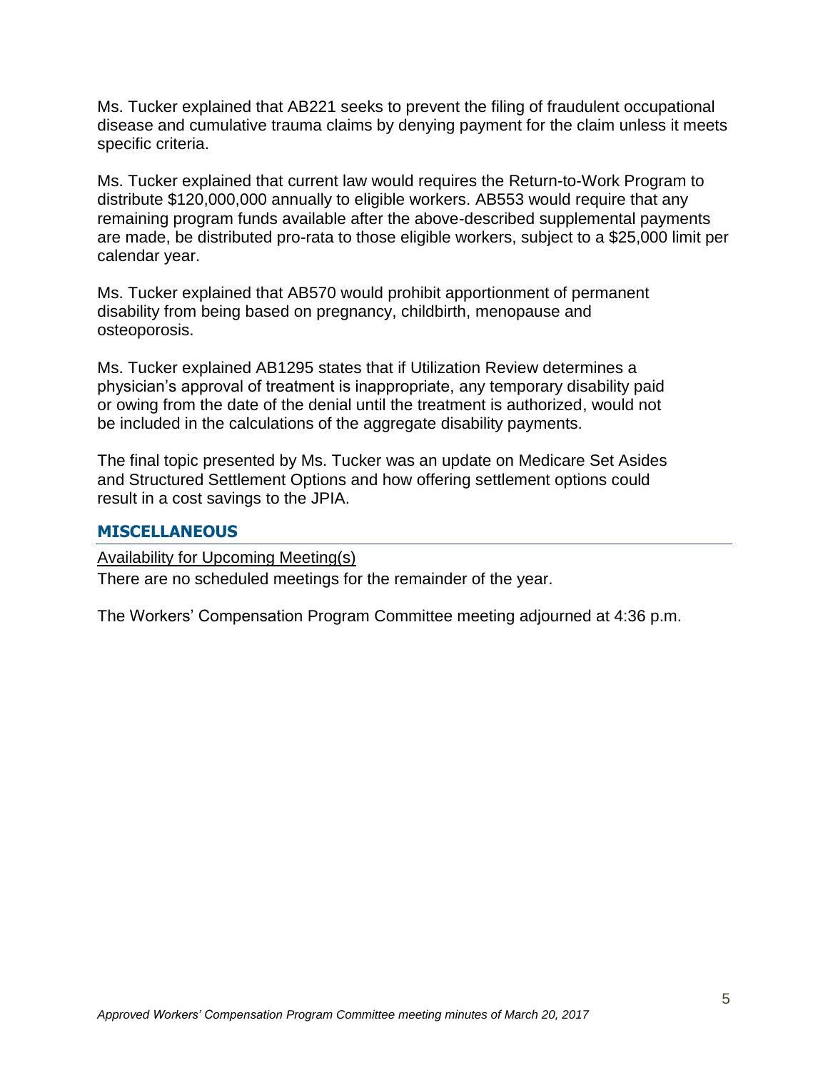Ms. Tucker explained that AB221 seeks to prevent the filing of fraudulent occupational disease and cumulative trauma claims by denying payment for the claim unless it meets specific criteria.

Ms. Tucker explained that current law would requires the Return-to-Work Program to distribute $120,000,000 annually to eligible workers. AB553 would require that any remaining program funds available after the above-described supplemental payments are made, be distributed pro-rata to those eligible workers, subject to a $25,000 limit per calendar year.

Ms. Tucker explained that AB570 would prohibit apportionment of permanent disability from being based on pregnancy, childbirth, menopause and osteoporosis.

Ms. Tucker explained AB1295 states that if Utilization Review determines a physician's approval of treatment is inappropriate, any temporary disability paid or owing from the date of the denial until the treatment is authorized, would not be included in the calculations of the aggregate disability payments.

The final topic presented by Ms. Tucker was an update on Medicare Set Asides and Structured Settlement Options and how offering settlement options could result in a cost savings to the JPIA.

## MISCELLANEOUS

Availability for Upcoming Meeting(s)

There are no scheduled meetings for the remainder of the year.

The Workers' Compensation Program Committee meeting adjourned at 4:36 p.m.